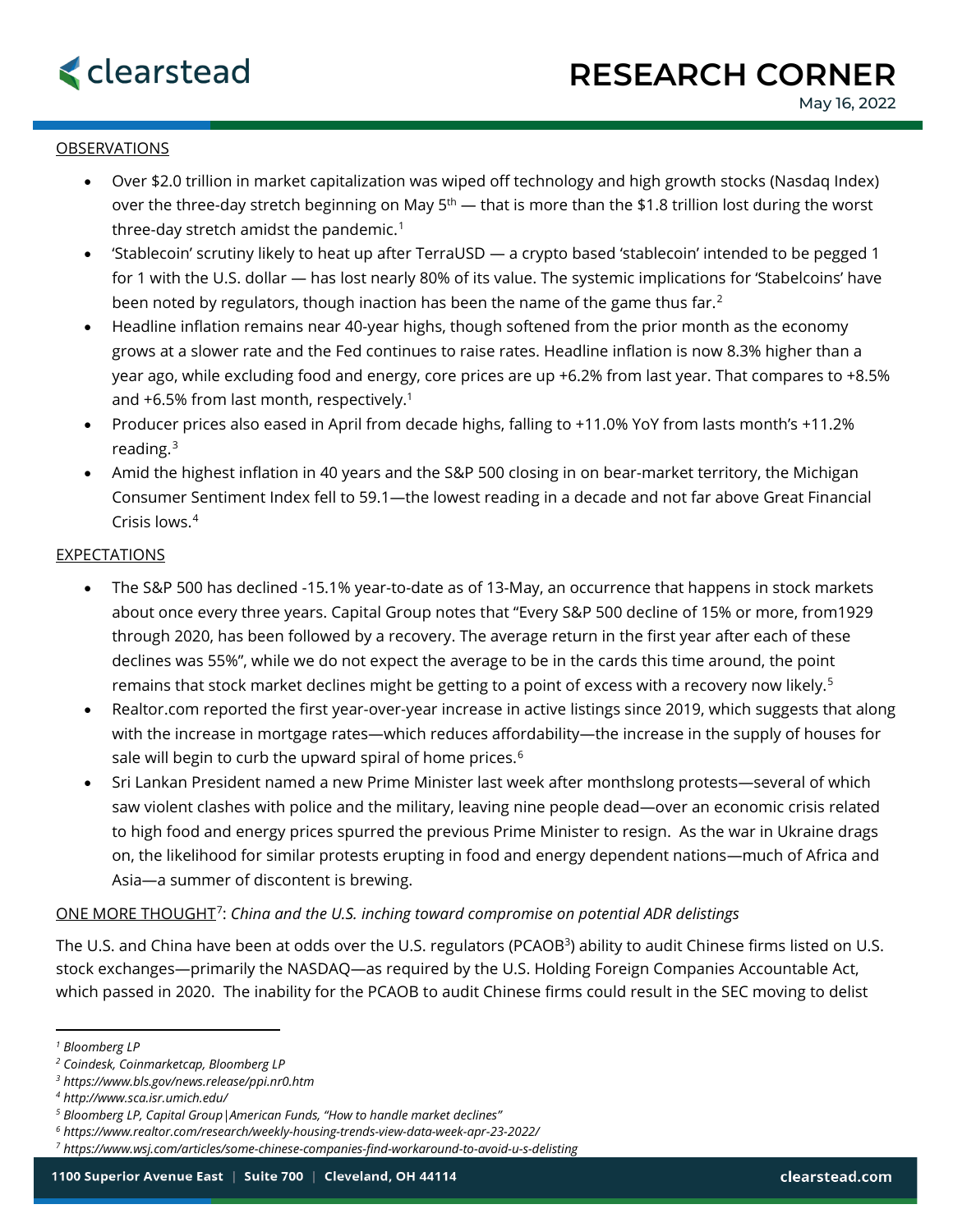# RESEARCH CORNER

May 16, 2022

## OBSERVATIONS

- Over $2.0 trillion in market capitalization was wiped off technology and high growth stocks (Nasdaq Index) over the three-day stretch beginning on May 5th — that is more than the $1.8 trillion lost during the worst three-day stretch amidst the pandemic.[1]
- 'Stablecoin' scrutiny likely to heat up after TerraUSD — a crypto based 'stablecoin' intended to be pegged 1 for 1 with the U.S. dollar — has lost nearly 80% of its value. The systemic implications for 'Stabelcoins' have been noted by regulators, though inaction has been the name of the game thus far.[2]
- Headline inflation remains near 40-year highs, though softened from the prior month as the economy grows at a slower rate and the Fed continues to raise rates. Headline inflation is now 8.3% higher than a year ago, while excluding food and energy, core prices are up +6.2% from last year. That compares to +8.5% and +6.5% from last month, respectively.[1]
- Producer prices also eased in April from decade highs, falling to +11.0% YoY from lasts month's +11.2% reading.[3]
- Amid the highest inflation in 40 years and the S&P 500 closing in on bear-market territory, the Michigan Consumer Sentiment Index fell to 59.1—the lowest reading in a decade and not far above Great Financial Crisis lows.[4]

## EXPECTATIONS

- The S&P 500 has declined -15.1% year-to-date as of 13-May, an occurrence that happens in stock markets about once every three years. Capital Group notes that "Every S&P 500 decline of 15% or more, from1929 through 2020, has been followed by a recovery. The average return in the first year after each of these declines was 55%", while we do not expect the average to be in the cards this time around, the point remains that stock market declines might be getting to a point of excess with a recovery now likely.[5]
- Realtor.com reported the first year-over-year increase in active listings since 2019, which suggests that along with the increase in mortgage rates—which reduces affordability—the increase in the supply of houses for sale will begin to curb the upward spiral of home prices.[6]
- Sri Lankan President named a new Prime Minister last week after monthslong protests—several of which saw violent clashes with police and the military, leaving nine people dead—over an economic crisis related to high food and energy prices spurred the previous Prime Minister to resign. As the war in Ukraine drags on, the likelihood for similar protests erupting in food and energy dependent nations—much of Africa and Asia—a summer of discontent is brewing.

## ONE MORE THOUGHT[7]: *China and the U.S. inching toward compromise on potential ADR delistings*

The U.S. and China have been at odds over the U.S. regulators (PCAOB[3]) ability to audit Chinese firms listed on U.S. stock exchanges—primarily the NASDAQ—as required by the U.S. Holding Foreign Companies Accountable Act, which passed in 2020. The inability for the PCAOB to audit Chinese firms could result in the SEC moving to delist

---

[1] *Bloomberg LP*
[2] *Coindesk, Coinmarketcap, Bloomberg LP*
[3] *https://www.bls.gov/news.release/ppi.nr0.htm*
[4] *http://www.sca.isr.umich.edu/*
[5] *Bloomberg LP, Capital Group|American Funds, "How to handle market declines"*
[6] *https://www.realtor.com/research/weekly-housing-trends-view-data-week-apr-23-2022/*
[7] *https://www.wsj.com/articles/some-chinese-companies-find-workaround-to-avoid-u-s-delisting*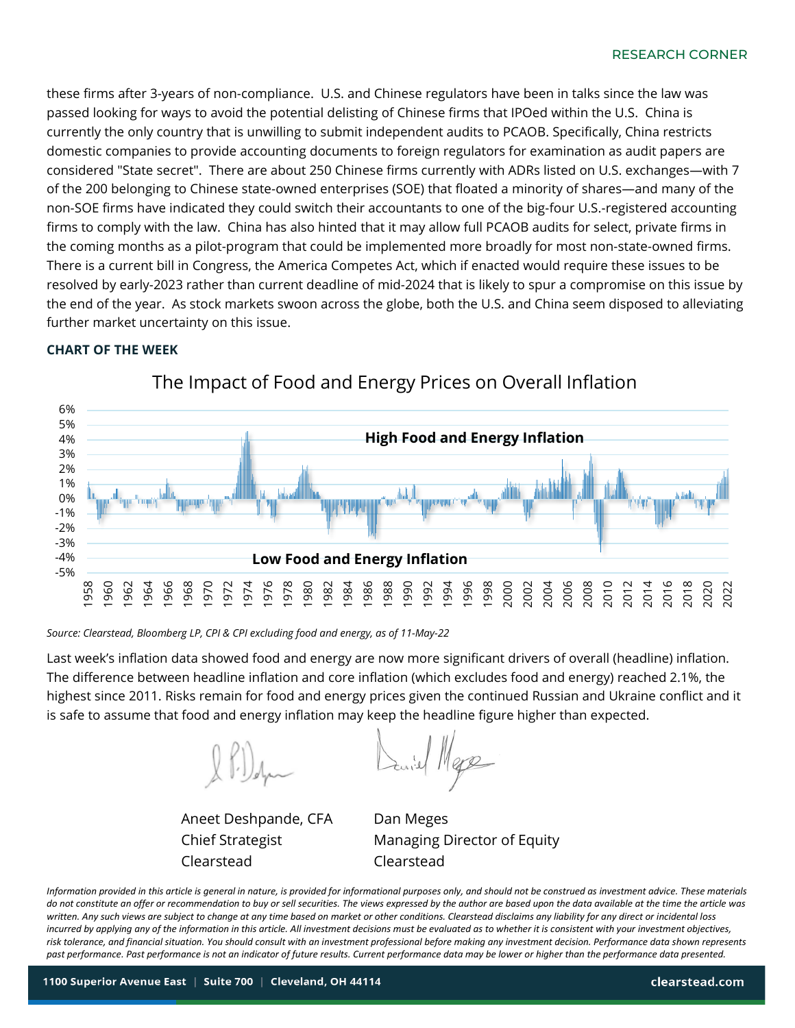these firms after 3-years of non-compliance. U.S. and Chinese regulators have been in talks since the law was passed looking for ways to avoid the potential delisting of Chinese firms that IPOed within the U.S. China is currently the only country that is unwilling to submit independent audits to PCAOB. Specifically, China restricts domestic companies to provide accounting documents to foreign regulators for examination as audit papers are considered "State secret". There are about 250 Chinese firms currently with ADRs listed on U.S. exchanges—with 7 of the 200 belonging to Chinese state-owned enterprises (SOE) that floated a minority of shares—and many of the non-SOE firms have indicated they could switch their accountants to one of the big-four U.S.-registered accounting firms to comply with the law. China has also hinted that it may allow full PCAOB audits for select, private firms in the coming months as a pilot-program that could be implemented more broadly for most non-state-owned firms. There is a current bill in Congress, the America Competes Act, which if enacted would require these issues to be resolved by early-2023 rather than current deadline of mid-2024 that is likely to spur a compromise on this issue by the end of the year. As stock markets swoon across the globe, both the U.S. and China seem disposed to alleviating further market uncertainty on this issue.

**CHART OF THE WEEK**

The Impact of Food and Energy Prices on Overall Inflation

High Food and Energy Inflation

Low Food and Energy Inflation

6%
5%
4%
3%
2%
1%
0%
-1%
-2%
-3%
-4%
-5%

1958 1960 1962 1964 1966 1968 1970 1972 1974 1976 1978 1980 1982 1984 1986 1988 1990 1992 1994 1996 1998 2000 2002 2004 2006 2008 2010 2012 2014 2016 2018 2020 2022

*Source: Clearstead, Bloomberg LP, CPI & CPI excluding food and energy, as of 11-May-22*

Last week's inflation data showed food and energy are now more significant drivers of overall (headline) inflation. The difference between headline inflation and core inflation (which excludes food and energy) reached 2.1%, the highest since 2011. Risks remain for food and energy prices given the continued Russian and Ukraine conflict and it is safe to assume that food and energy inflation may keep the headline figure higher than expected.

Aneet Deshpande, CFA
Chief Strategist
Clearstead

Dan Meges
Managing Director of Equity
Clearstead

*Information provided in this article is general in nature, is provided for informational purposes only, and should not be construed as investment advice. These materials do not constitute an offer or recommendation to buy or sell securities. The views expressed by the author are based upon the data available at the time the article was written. Any such views are subject to change at any time based on market or other conditions. Clearstead disclaims any liability for any direct or incidental loss incurred by applying any of the information in this article. All investment decisions must be evaluated as to whether it is consistent with your investment objectives, risk tolerance, and financial situation. You should consult with an investment professional before making any investment decision. Performance data shown represents past performance. Past performance is not an indicator of future results. Current performance data may be lower or higher than the performance data presented.*

1100 Superior Avenue East | Suite 700 | Cleveland, OH 44114 clearstead.com